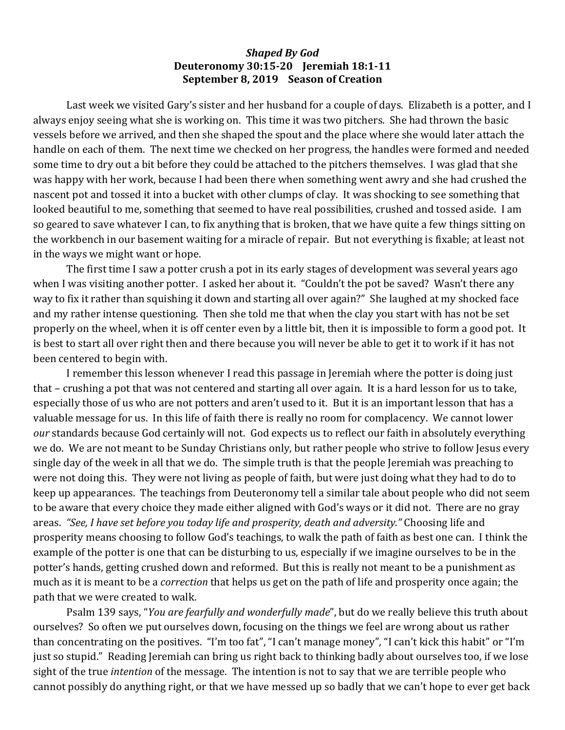***Shaped By God***

**Deuteronomy 30:15-20 Jeremiah 18:1-11**

**September 8, 2019 Season of Creation**

Last week we visited Gary's sister and her husband for a couple of days. Elizabeth is a potter, and I always enjoy seeing what she is working on. This time it was two pitchers. She had thrown the basic vessels before we arrived, and then she shaped the spout and the place where she would later attach the handle on each of them. The next time we checked on her progress, the handles were formed and needed some time to dry out a bit before they could be attached to the pitchers themselves. I was glad that she was happy with her work, because I had been there when something went awry and she had crushed the nascent pot and tossed it into a bucket with other clumps of clay. It was shocking to see something that looked beautiful to me, something that seemed to have real possibilities, crushed and tossed aside. I am so geared to save whatever I can, to fix anything that is broken, that we have quite a few things sitting on the workbench in our basement waiting for a miracle of repair. But not everything is fixable; at least not in the ways we might want or hope.

The first time I saw a potter crush a pot in its early stages of development was several years ago when I was visiting another potter. I asked her about it. "Couldn't the pot be saved? Wasn't there any way to fix it rather than squishing it down and starting all over again?" She laughed at my shocked face and my rather intense questioning. Then she told me that when the clay you start with has not be set properly on the wheel, when it is off center even by a little bit, then it is impossible to form a good pot. It is best to start all over right then and there because you will never be able to get it to work if it has not been centered to begin with.

I remember this lesson whenever I read this passage in Jeremiah where the potter is doing just that – crushing a pot that was not centered and starting all over again. It is a hard lesson for us to take, especially those of us who are not potters and aren't used to it. But it is an important lesson that has a valuable message for us. In this life of faith there is really no room for complacency. We cannot lower *our* standards because God certainly will not. God expects us to reflect our faith in absolutely everything we do. We are not meant to be Sunday Christians only, but rather people who strive to follow Jesus every single day of the week in all that we do. The simple truth is that the people Jeremiah was preaching to were not doing this. They were not living as people of faith, but were just doing what they had to do to keep up appearances. The teachings from Deuteronomy tell a similar tale about people who did not seem to be aware that every choice they made either aligned with God's ways or it did not. There are no gray areas. *"See, I have set before you today life and prosperity, death and adversity."* Choosing life and prosperity means choosing to follow God's teachings, to walk the path of faith as best one can. I think the example of the potter is one that can be disturbing to us, especially if we imagine ourselves to be in the potter's hands, getting crushed down and reformed. But this is really not meant to be a punishment as much as it is meant to be a *correction* that helps us get on the path of life and prosperity once again; the path that we were created to walk.

Psalm 139 says, "*You are fearfully and wonderfully made*", but do we really believe this truth about ourselves? So often we put ourselves down, focusing on the things we feel are wrong about us rather than concentrating on the positives. "I'm too fat", "I can't manage money", "I can't kick this habit" or "I'm just so stupid." Reading Jeremiah can bring us right back to thinking badly about ourselves too, if we lose sight of the true *intention* of the message. The intention is not to say that we are terrible people who cannot possibly do anything right, or that we have messed up so badly that we can't hope to ever get back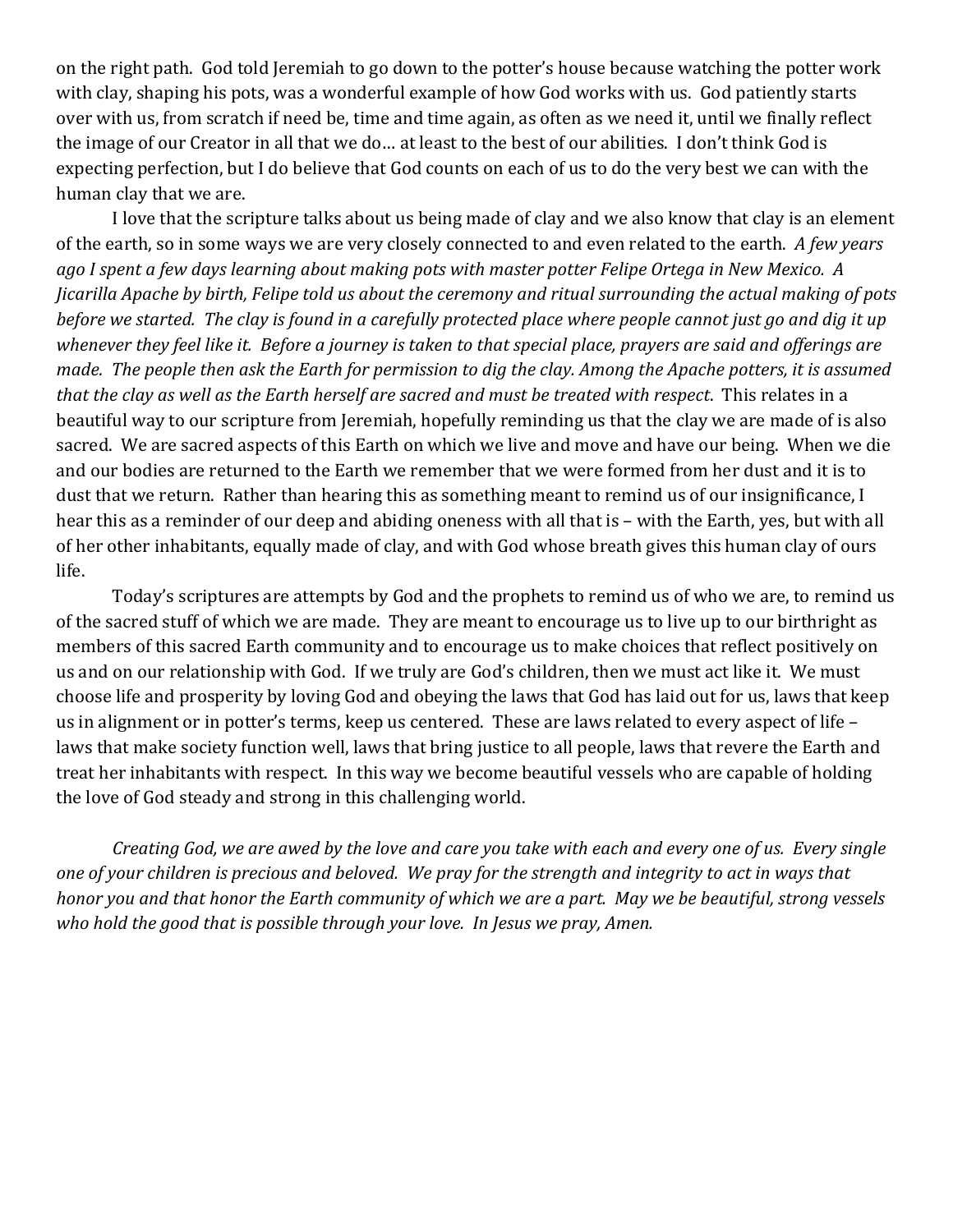on the right path. God told Jeremiah to go down to the potter's house because watching the potter work with clay, shaping his pots, was a wonderful example of how God works with us. God patiently starts over with us, from scratch if need be, time and time again, as often as we need it, until we finally reflect the image of our Creator in all that we do… at least to the best of our abilities. I don't think God is expecting perfection, but I do believe that God counts on each of us to do the very best we can with the human clay that we are.

I love that the scripture talks about us being made of clay and we also know that clay is an element of the earth, so in some ways we are very closely connected to and even related to the earth. *A few years ago I spent a few days learning about making pots with master potter Felipe Ortega in New Mexico. A Jicarilla Apache by birth, Felipe told us about the ceremony and ritual surrounding the actual making of pots before we started. The clay is found in a carefully protected place where people cannot just go and dig it up whenever they feel like it. Before a journey is taken to that special place, prayers are said and offerings are made. The people then ask the Earth for permission to dig the clay. Among the Apache potters, it is assumed that the clay as well as the Earth herself are sacred and must be treated with respect.* This relates in a beautiful way to our scripture from Jeremiah, hopefully reminding us that the clay we are made of is also sacred. We are sacred aspects of this Earth on which we live and move and have our being. When we die and our bodies are returned to the Earth we remember that we were formed from her dust and it is to dust that we return. Rather than hearing this as something meant to remind us of our insignificance, I hear this as a reminder of our deep and abiding oneness with all that is – with the Earth, yes, but with all of her other inhabitants, equally made of clay, and with God whose breath gives this human clay of ours life.

Today's scriptures are attempts by God and the prophets to remind us of who we are, to remind us of the sacred stuff of which we are made. They are meant to encourage us to live up to our birthright as members of this sacred Earth community and to encourage us to make choices that reflect positively on us and on our relationship with God. If we truly are God's children, then we must act like it. We must choose life and prosperity by loving God and obeying the laws that God has laid out for us, laws that keep us in alignment or in potter's terms, keep us centered. These are laws related to every aspect of life – laws that make society function well, laws that bring justice to all people, laws that revere the Earth and treat her inhabitants with respect. In this way we become beautiful vessels who are capable of holding the love of God steady and strong in this challenging world.

*Creating God, we are awed by the love and care you take with each and every one of us. Every single one of your children is precious and beloved. We pray for the strength and integrity to act in ways that honor you and that honor the Earth community of which we are a part. May we be beautiful, strong vessels who hold the good that is possible through your love. In Jesus we pray, Amen.*